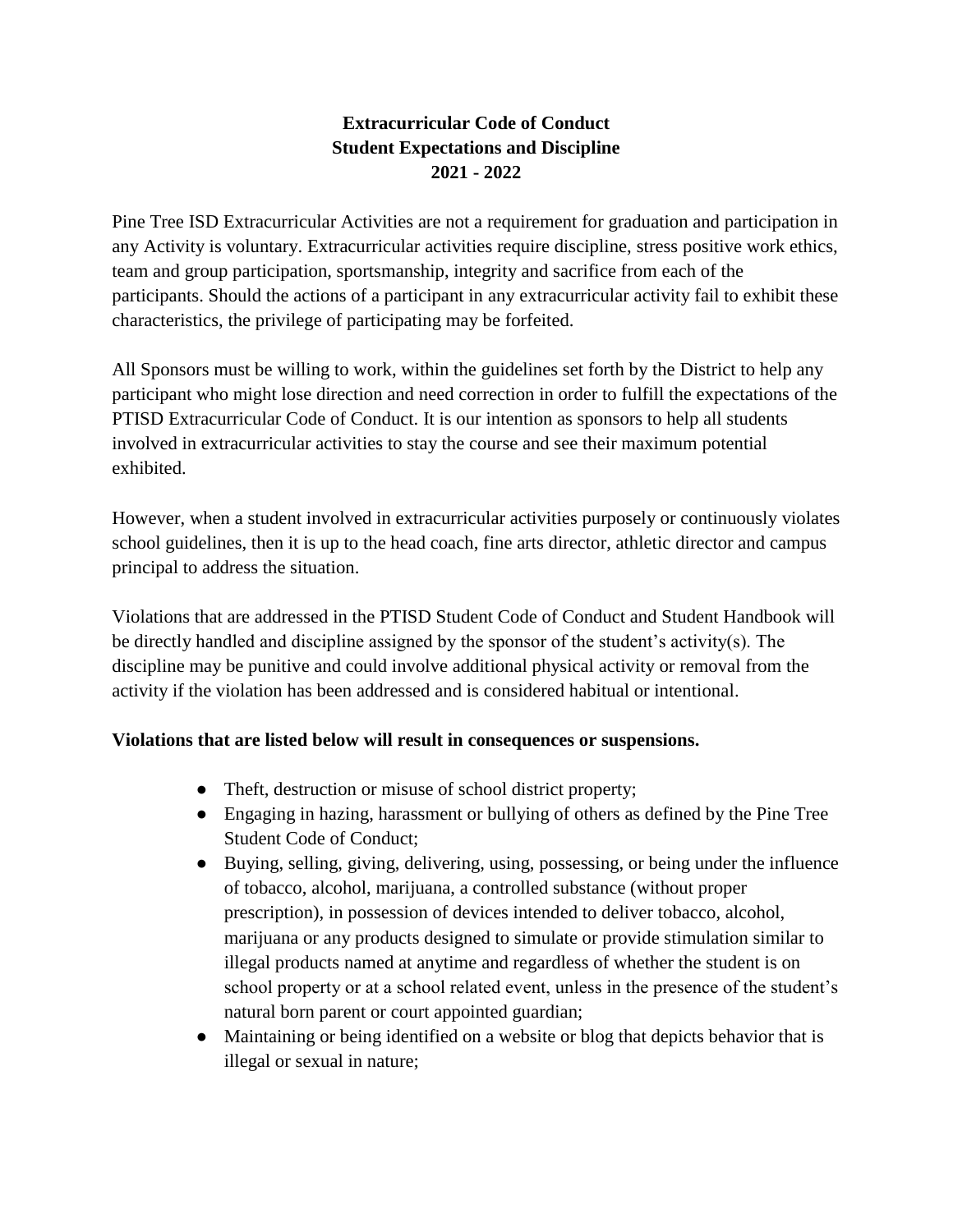# Extracurricular Code of Conduct
## Student Expectations and Discipline
## 2021 - 2022

Pine Tree ISD Extracurricular Activities are not a requirement for graduation and participation in any Activity is voluntary. Extracurricular activities require discipline, stress positive work ethics, team and group participation, sportsmanship, integrity and sacrifice from each of the participants. Should the actions of a participant in any extracurricular activity fail to exhibit these characteristics, the privilege of participating may be forfeited.

All Sponsors must be willing to work, within the guidelines set forth by the District to help any participant who might lose direction and need correction in order to fulfill the expectations of the PTISD Extracurricular Code of Conduct. It is our intention as sponsors to help all students involved in extracurricular activities to stay the course and see their maximum potential exhibited.

However, when a student involved in extracurricular activities purposely or continuously violates school guidelines, then it is up to the head coach, fine arts director, athletic director and campus principal to address the situation.

Violations that are addressed in the PTISD Student Code of Conduct and Student Handbook will be directly handled and discipline assigned by the sponsor of the student's activity(s). The discipline may be punitive and could involve additional physical activity or removal from the activity if the violation has been addressed and is considered habitual or intentional.

**Violations that are listed below will result in consequences or suspensions.**

- Theft, destruction or misuse of school district property;
- Engaging in hazing, harassment or bullying of others as defined by the Pine Tree Student Code of Conduct;
- Buying, selling, giving, delivering, using, possessing, or being under the influence of tobacco, alcohol, marijuana, a controlled substance (without proper prescription), in possession of devices intended to deliver tobacco, alcohol, marijuana or any products designed to simulate or provide stimulation similar to illegal products named at anytime and regardless of whether the student is on school property or at a school related event, unless in the presence of the student's natural born parent or court appointed guardian;
- Maintaining or being identified on a website or blog that depicts behavior that is illegal or sexual in nature;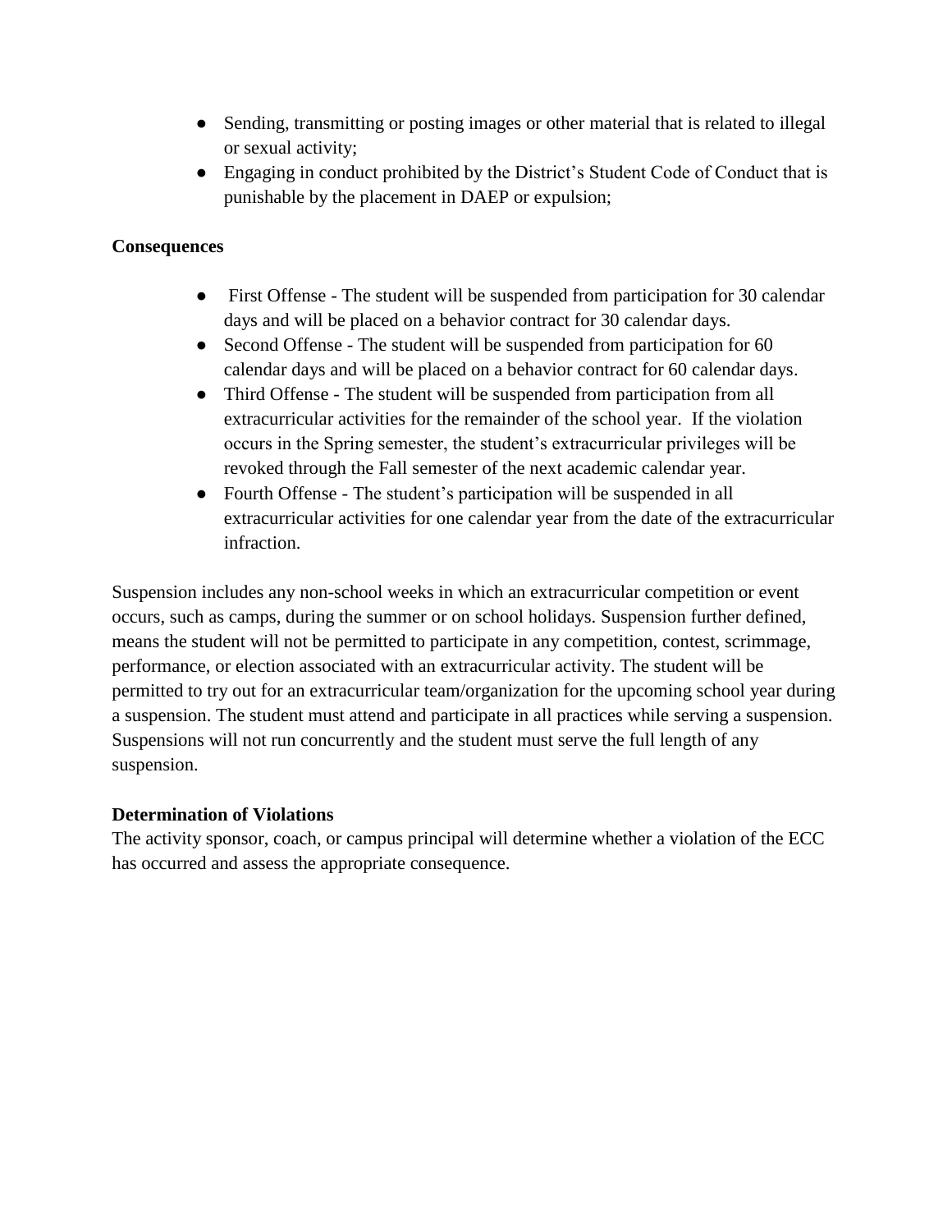- Sending, transmitting or posting images or other material that is related to illegal or sexual activity;
- Engaging in conduct prohibited by the District's Student Code of Conduct that is punishable by the placement in DAEP or expulsion;

**Consequences**

- First Offense - The student will be suspended from participation for 30 calendar days and will be placed on a behavior contract for 30 calendar days.
- Second Offense - The student will be suspended from participation for 60 calendar days and will be placed on a behavior contract for 60 calendar days.
- Third Offense - The student will be suspended from participation from all extracurricular activities for the remainder of the school year. If the violation occurs in the Spring semester, the student's extracurricular privileges will be revoked through the Fall semester of the next academic calendar year.
- Fourth Offense - The student's participation will be suspended in all extracurricular activities for one calendar year from the date of the extracurricular infraction.

Suspension includes any non-school weeks in which an extracurricular competition or event occurs, such as camps, during the summer or on school holidays. Suspension further defined, means the student will not be permitted to participate in any competition, contest, scrimmage, performance, or election associated with an extracurricular activity. The student will be permitted to try out for an extracurricular team/organization for the upcoming school year during a suspension. The student must attend and participate in all practices while serving a suspension. Suspensions will not run concurrently and the student must serve the full length of any suspension.

**Determination of Violations**

The activity sponsor, coach, or campus principal will determine whether a violation of the ECC has occurred and assess the appropriate consequence.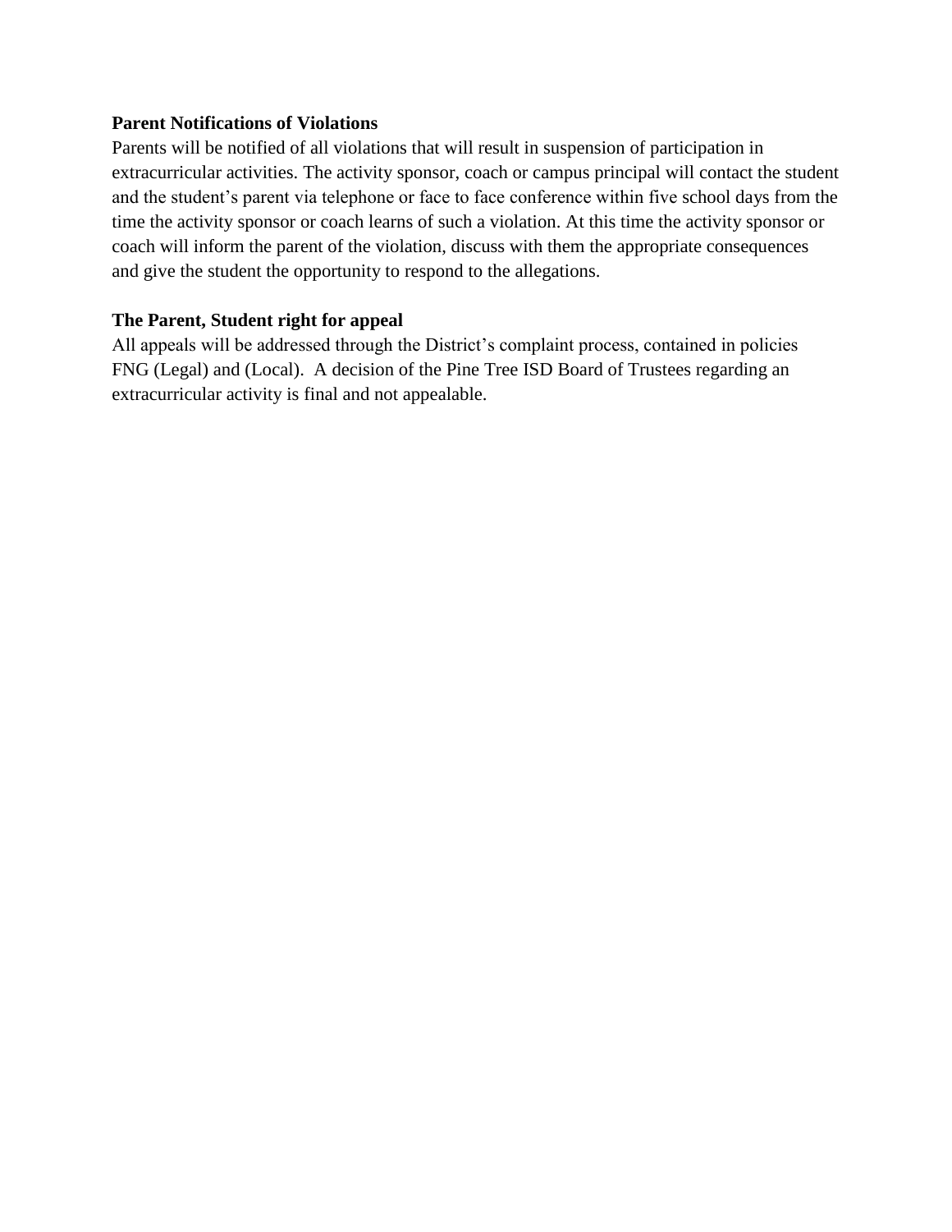**Parent Notifications of Violations**

Parents will be notified of all violations that will result in suspension of participation in extracurricular activities. The activity sponsor, coach or campus principal will contact the student and the student's parent via telephone or face to face conference within five school days from the time the activity sponsor or coach learns of such a violation. At this time the activity sponsor or coach will inform the parent of the violation, discuss with them the appropriate consequences and give the student the opportunity to respond to the allegations.

**The Parent, Student right for appeal**

All appeals will be addressed through the District's complaint process, contained in policies FNG (Legal) and (Local). A decision of the Pine Tree ISD Board of Trustees regarding an extracurricular activity is final and not appealable.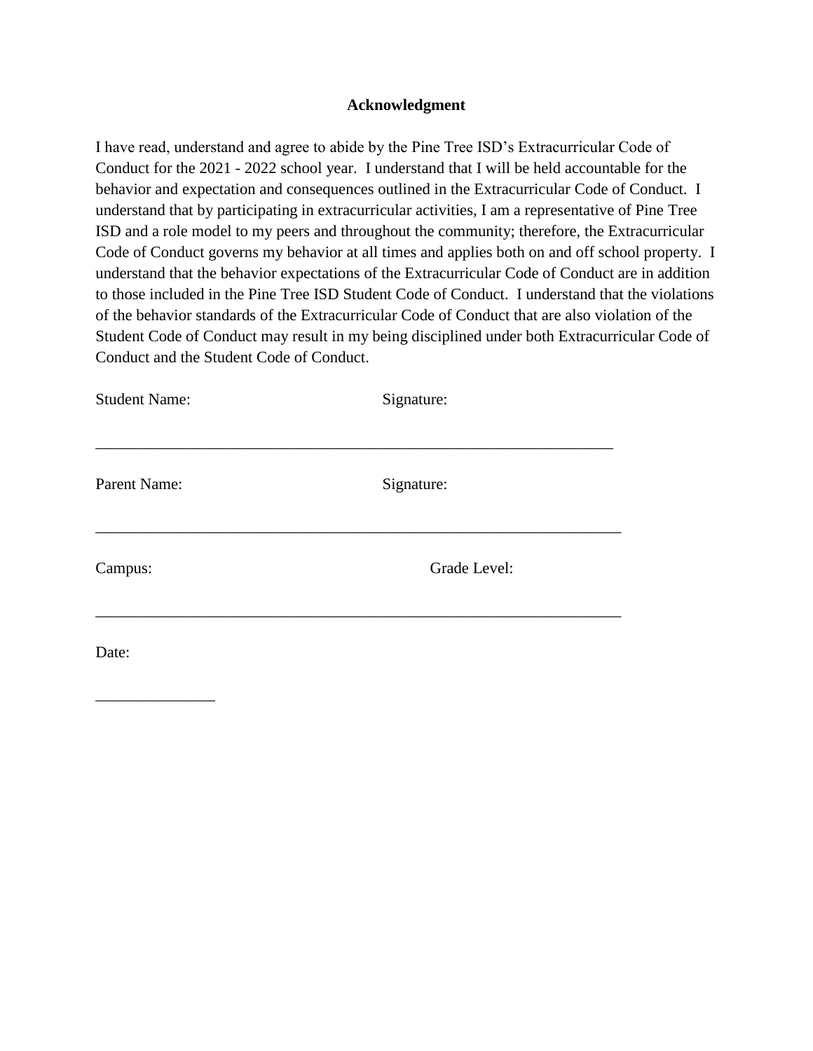**Acknowledgment**

I have read, understand and agree to abide by the Pine Tree ISD's Extracurricular Code of Conduct for the 2021 - 2022 school year. I understand that I will be held accountable for the behavior and expectation and consequences outlined in the Extracurricular Code of Conduct. I understand that by participating in extracurricular activities, I am a representative of Pine Tree ISD and a role model to my peers and throughout the community; therefore, the Extracurricular Code of Conduct governs my behavior at all times and applies both on and off school property. I understand that the behavior expectations of the Extracurricular Code of Conduct are in addition to those included in the Pine Tree ISD Student Code of Conduct. I understand that the violations of the behavior standards of the Extracurricular Code of Conduct that are also violation of the Student Code of Conduct may result in my being disciplined under both Extracurricular Code of Conduct and the Student Code of Conduct.

Student Name: Signature:

_____________________________________________________________________

Parent Name: Signature:

_____________________________________________________________________

Campus: Grade Level:

_____________________________________________________________________

Date:

_______________